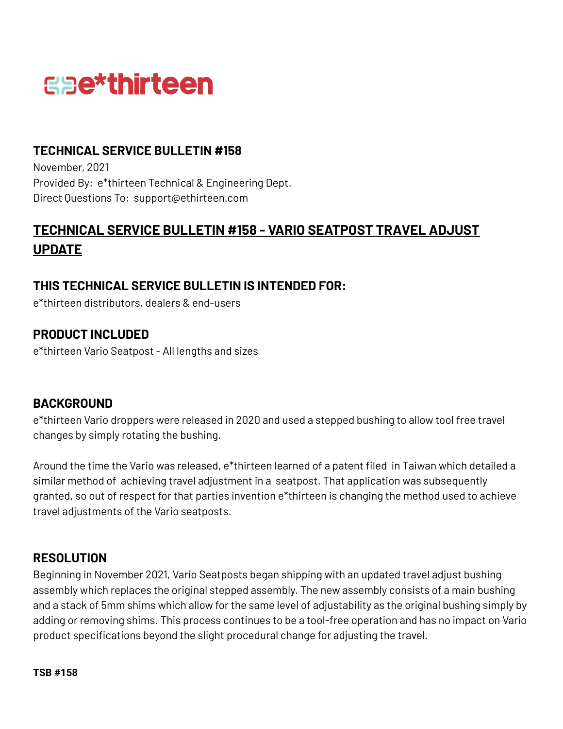e*thirteen

## TECHNICAL SERVICE BULLETIN #158

November, 2021
Provided By: e*thirteen Technical & Engineering Dept.
Direct Questions To: support@ethirteen.com

# TECHNICAL SERVICE BULLETIN #158 - VARIO SEATPOST TRAVEL ADJUST UPDATE

## THIS TECHNICAL SERVICE BULLETIN IS INTENDED FOR:

e*thirteen distributors, dealers & end-users

## PRODUCT INCLUDED

e*thirteen Vario Seatpost - All lengths and sizes

## BACKGROUND

e*thirteen Vario droppers were released in 2020 and used a stepped bushing to allow tool free travel changes by simply rotating the bushing.

Around the time the Vario was released, e*thirteen learned of a patent filed in Taiwan which detailed a similar method of achieving travel adjustment in a seatpost. That application was subsequently granted, so out of respect for that parties invention e*thirteen is changing the method used to achieve travel adjustments of the Vario seatposts.

## RESOLUTION

Beginning in November 2021, Vario Seatposts began shipping with an updated travel adjust bushing assembly which replaces the original stepped assembly. The new assembly consists of a main bushing and a stack of 5mm shims which allow for the same level of adjustability as the original bushing simply by adding or removing shims. This process continues to be a tool-free operation and has no impact on Vario product specifications beyond the slight procedural change for adjusting the travel.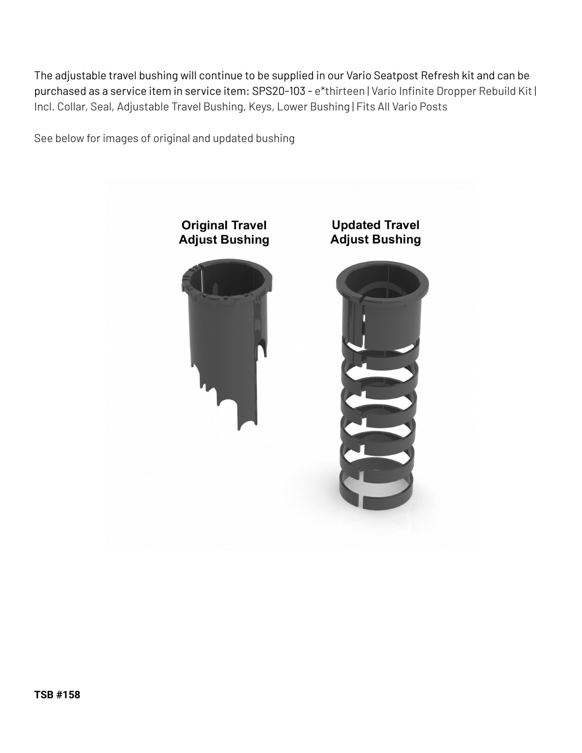The adjustable travel bushing will continue to be supplied in our Vario Seatpost Refresh kit and can be purchased as a service item in service item: SPS20-103 - e*thirteen | Vario Infinite Dropper Rebuild Kit | Incl. Collar, Seal, Adjustable Travel Bushing, Keys, Lower Bushing | Fits All Vario Posts

See below for images of original and updated bushing

Original Travel Adjust Bushing

Updated Travel Adjust Bushing

**TSB #158**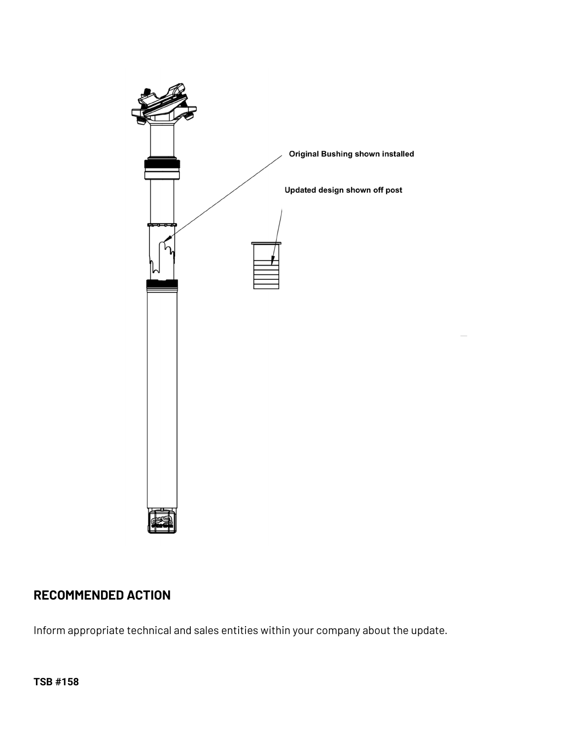Original Bushing shown installed

Updated design shown off post

## RECOMMENDED ACTION

Inform appropriate technical and sales entities within your company about the update.

**TSB #158**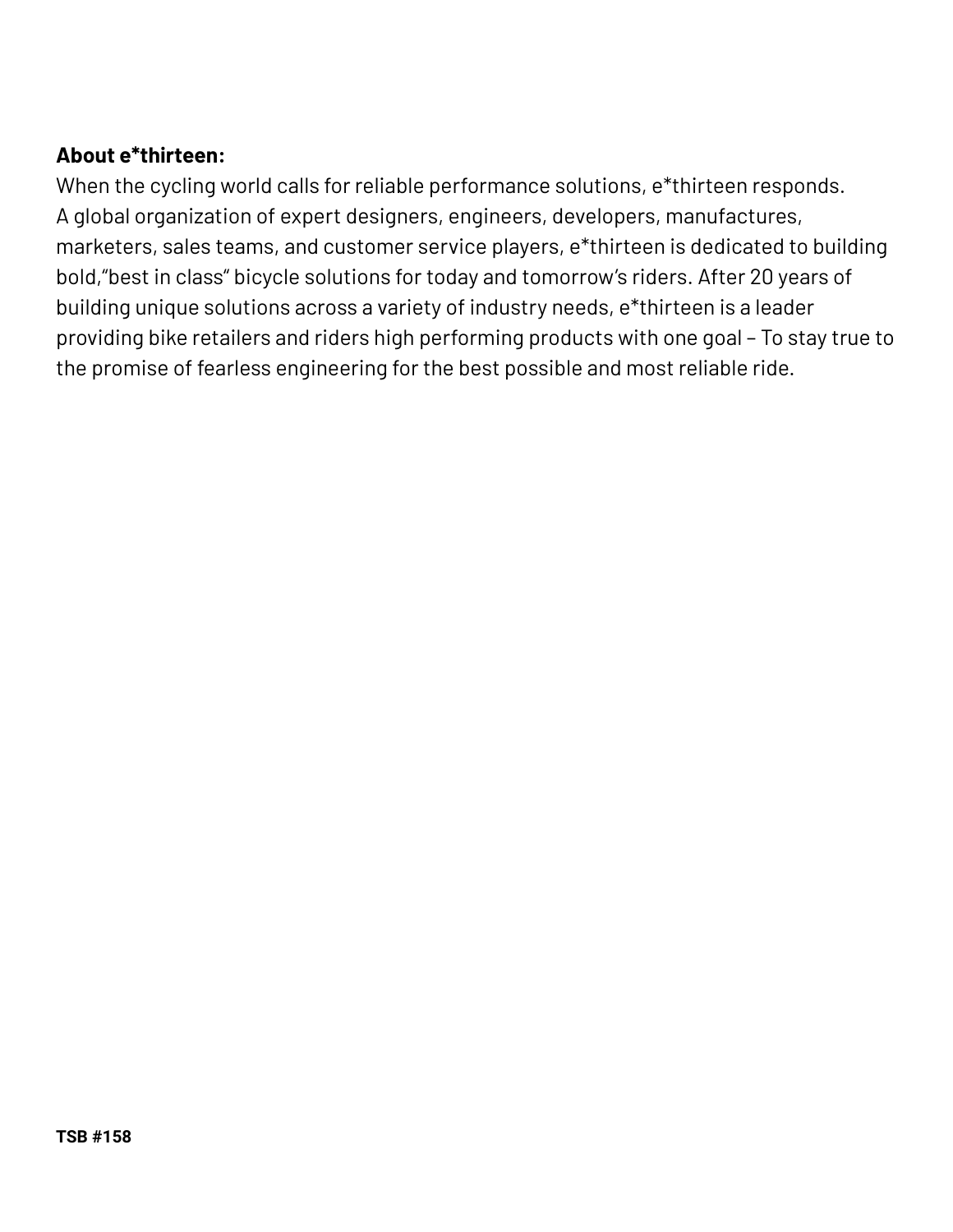**About e*thirteen:**

When the cycling world calls for reliable performance solutions, e*thirteen responds. A global organization of expert designers, engineers, developers, manufactures, marketers, sales teams, and customer service players, e*thirteen is dedicated to building bold,"best in class" bicycle solutions for today and tomorrow's riders. After 20 years of building unique solutions across a variety of industry needs, e*thirteen is a leader providing bike retailers and riders high performing products with one goal – To stay true to the promise of fearless engineering for the best possible and most reliable ride.

**TSB #158**